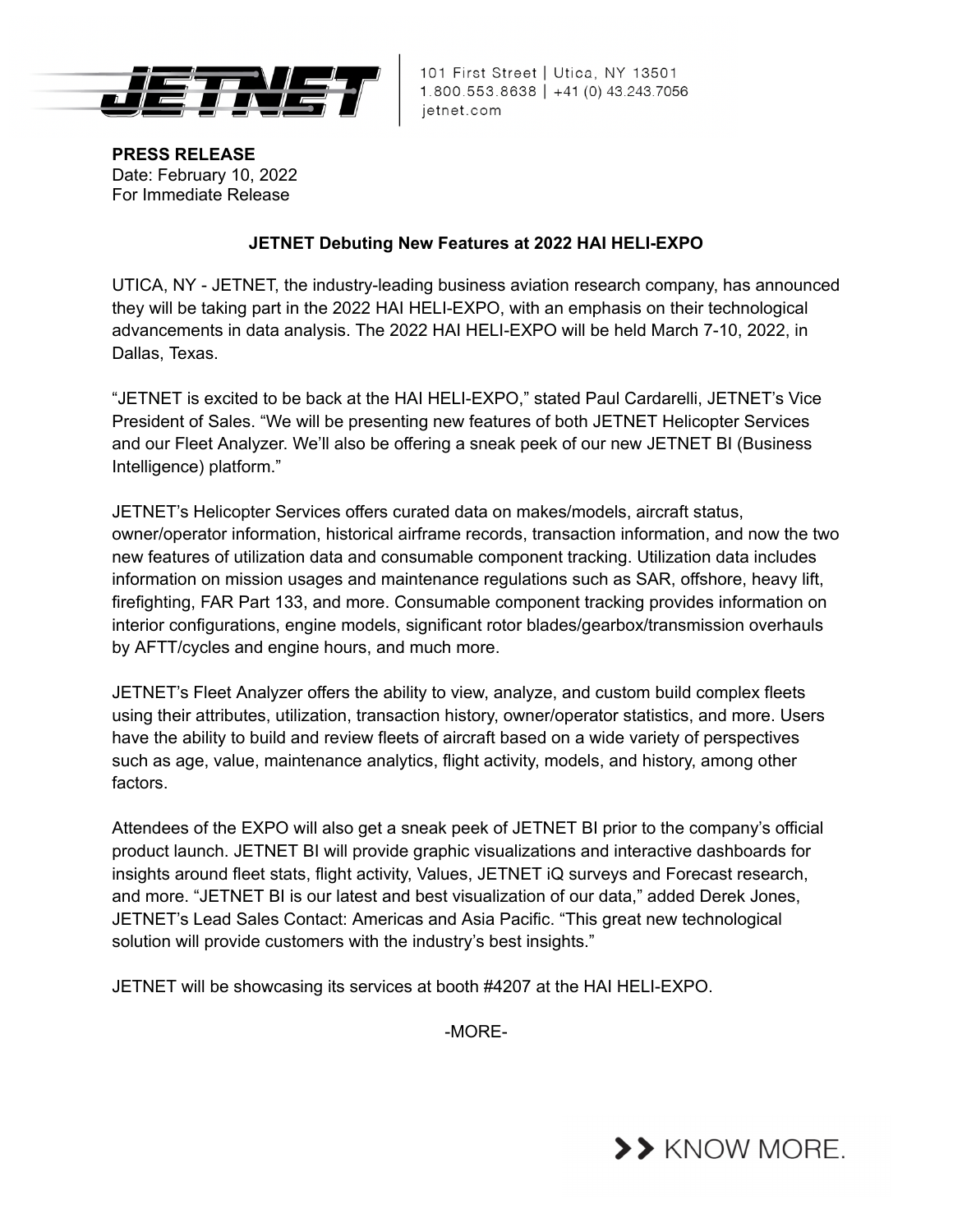101 First Street | Utica, NY 13501
1.800.553.8638 | +41 (0) 43.243.7056
jetnet.com

**PRESS RELEASE**
Date: February 10, 2022
For Immediate Release

**JETNET Debuting New Features at 2022 HAI HELI-EXPO**

UTICA, NY - JETNET, the industry-leading business aviation research company, has announced they will be taking part in the 2022 HAI HELI-EXPO, with an emphasis on their technological advancements in data analysis. The 2022 HAI HELI-EXPO will be held March 7-10, 2022, in Dallas, Texas.

"JETNET is excited to be back at the HAI HELI-EXPO," stated Paul Cardarelli, JETNET's Vice President of Sales. "We will be presenting new features of both JETNET Helicopter Services and our Fleet Analyzer. We'll also be offering a sneak peek of our new JETNET BI (Business Intelligence) platform."

JETNET's Helicopter Services offers curated data on makes/models, aircraft status, owner/operator information, historical airframe records, transaction information, and now the two new features of utilization data and consumable component tracking. Utilization data includes information on mission usages and maintenance regulations such as SAR, offshore, heavy lift, firefighting, FAR Part 133, and more. Consumable component tracking provides information on interior configurations, engine models, significant rotor blades/gearbox/transmission overhauls by AFTT/cycles and engine hours, and much more.

JETNET's Fleet Analyzer offers the ability to view, analyze, and custom build complex fleets using their attributes, utilization, transaction history, owner/operator statistics, and more. Users have the ability to build and review fleets of aircraft based on a wide variety of perspectives such as age, value, maintenance analytics, flight activity, models, and history, among other factors.

Attendees of the EXPO will also get a sneak peek of JETNET BI prior to the company's official product launch. JETNET BI will provide graphic visualizations and interactive dashboards for insights around fleet stats, flight activity, Values, JETNET iQ surveys and Forecast research, and more. "JETNET BI is our latest and best visualization of our data," added Derek Jones, JETNET's Lead Sales Contact: Americas and Asia Pacific. "This great new technological solution will provide customers with the industry's best insights."

JETNET will be showcasing its services at booth #4207 at the HAI HELI-EXPO.

-MORE-

>> KNOW MORE.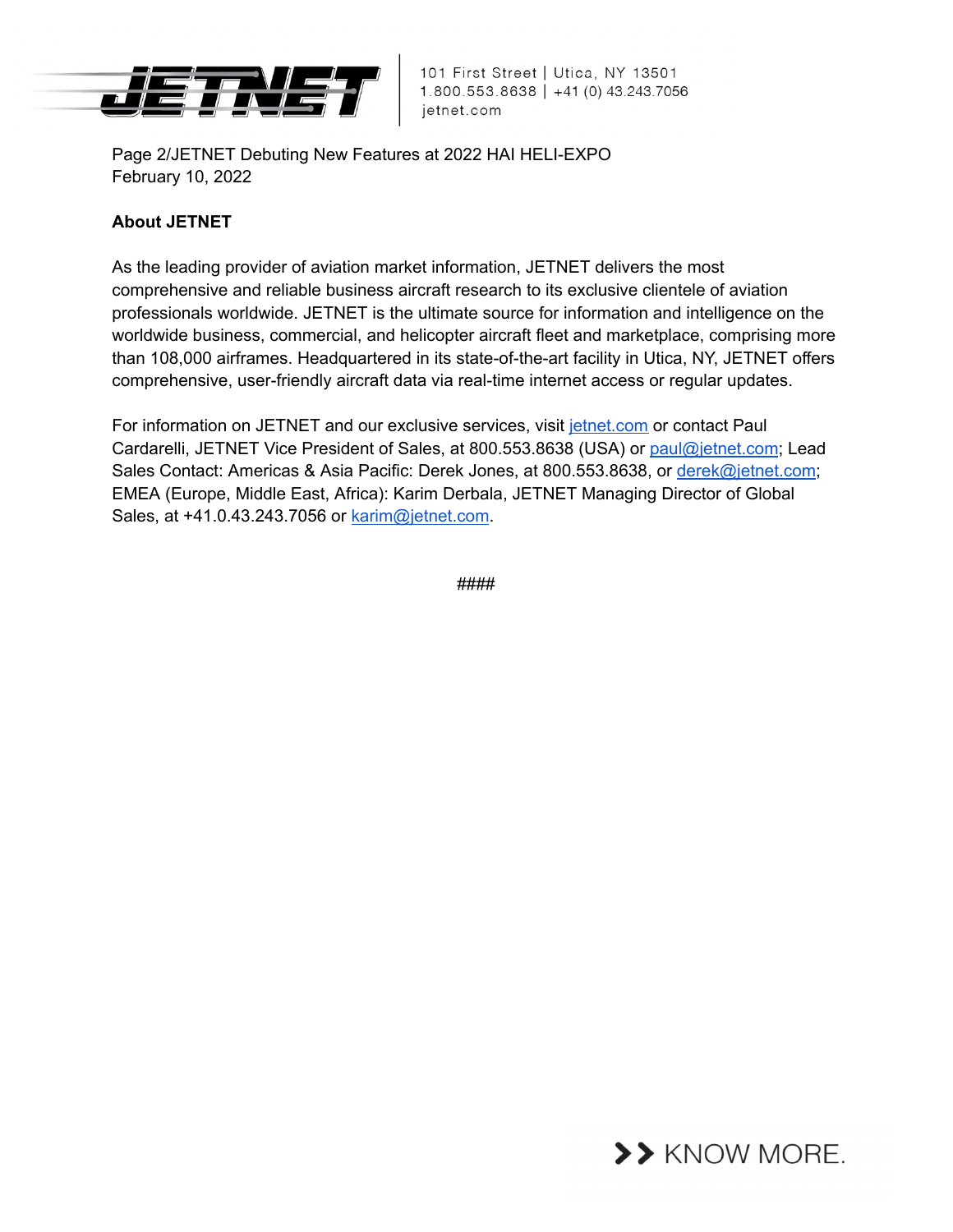## About JETNET

As the leading provider of aviation market information, JETNET delivers the most comprehensive and reliable business aircraft research to its exclusive clientele of aviation professionals worldwide. JETNET is the ultimate source for information and intelligence on the worldwide business, commercial, and helicopter aircraft fleet and marketplace, comprising more than 108,000 airframes. Headquartered in its state-of-the-art facility in Utica, NY, JETNET offers comprehensive, user-friendly aircraft data via real-time internet access or regular updates.

For information on JETNET and our exclusive services, visit jetnet.com or contact Paul Cardarelli, JETNET Vice President of Sales, at 800.553.8638 (USA) or paul@jetnet.com; Lead Sales Contact: Americas & Asia Pacific: Derek Jones, at 800.553.8638, or derek@jetnet.com; EMEA (Europe, Middle East, Africa): Karim Derbala, JETNET Managing Director of Global Sales, at +41.0.43.243.7056 or karim@jetnet.com.

####

>> KNOW MORE.